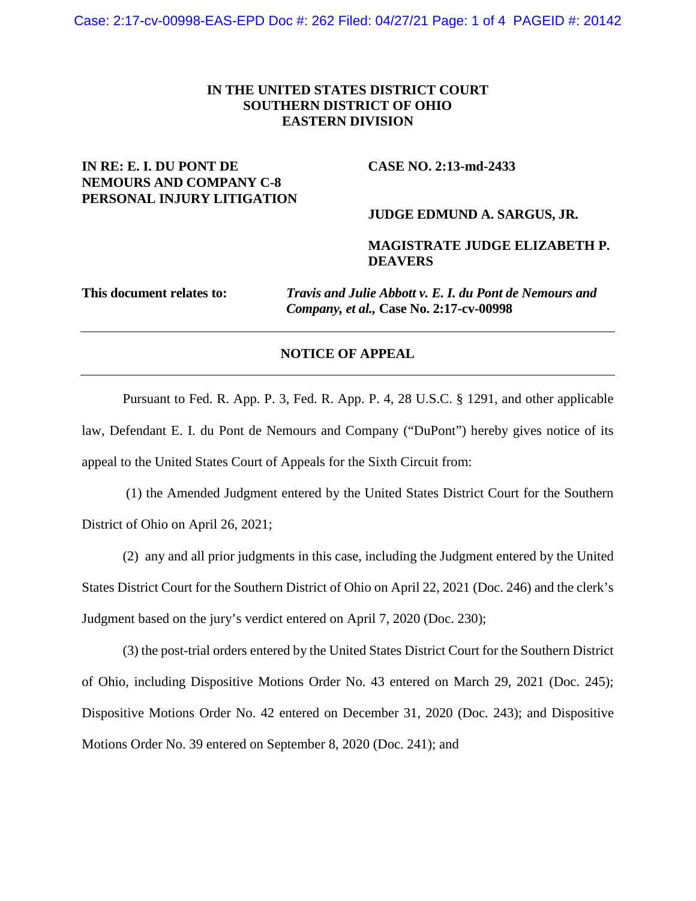**IN THE UNITED STATES DISTRICT COURT**
**SOUTHERN DISTRICT OF OHIO**
**EASTERN DIVISION**

**IN RE: E. I. DU PONT DE NEMOURS AND COMPANY C-8 PERSONAL INJURY LITIGATION**

**CASE NO. 2:13-md-2433**

**JUDGE EDMUND A. SARGUS, JR.**

**MAGISTRATE JUDGE ELIZABETH P. DEAVERS**

**This document relates to:** ***Travis and Julie Abbott v. E. I. du Pont de Nemours and Company, et al.,*** **Case No. 2:17-cv-00998**

---

**NOTICE OF APPEAL**

---

Pursuant to Fed. R. App. P. 3, Fed. R. App. P. 4, 28 U.S.C. § 1291, and other applicable law, Defendant E. I. du Pont de Nemours and Company ("DuPont") hereby gives notice of its appeal to the United States Court of Appeals for the Sixth Circuit from:

(1) the Amended Judgment entered by the United States District Court for the Southern District of Ohio on April 26, 2021;

(2) any and all prior judgments in this case, including the Judgment entered by the United States District Court for the Southern District of Ohio on April 22, 2021 (Doc. 246) and the clerk's Judgment based on the jury's verdict entered on April 7, 2020 (Doc. 230);

(3) the post-trial orders entered by the United States District Court for the Southern District of Ohio, including Dispositive Motions Order No. 43 entered on March 29, 2021 (Doc. 245); Dispositive Motions Order No. 42 entered on December 31, 2020 (Doc. 243); and Dispositive Motions Order No. 39 entered on September 8, 2020 (Doc. 241); and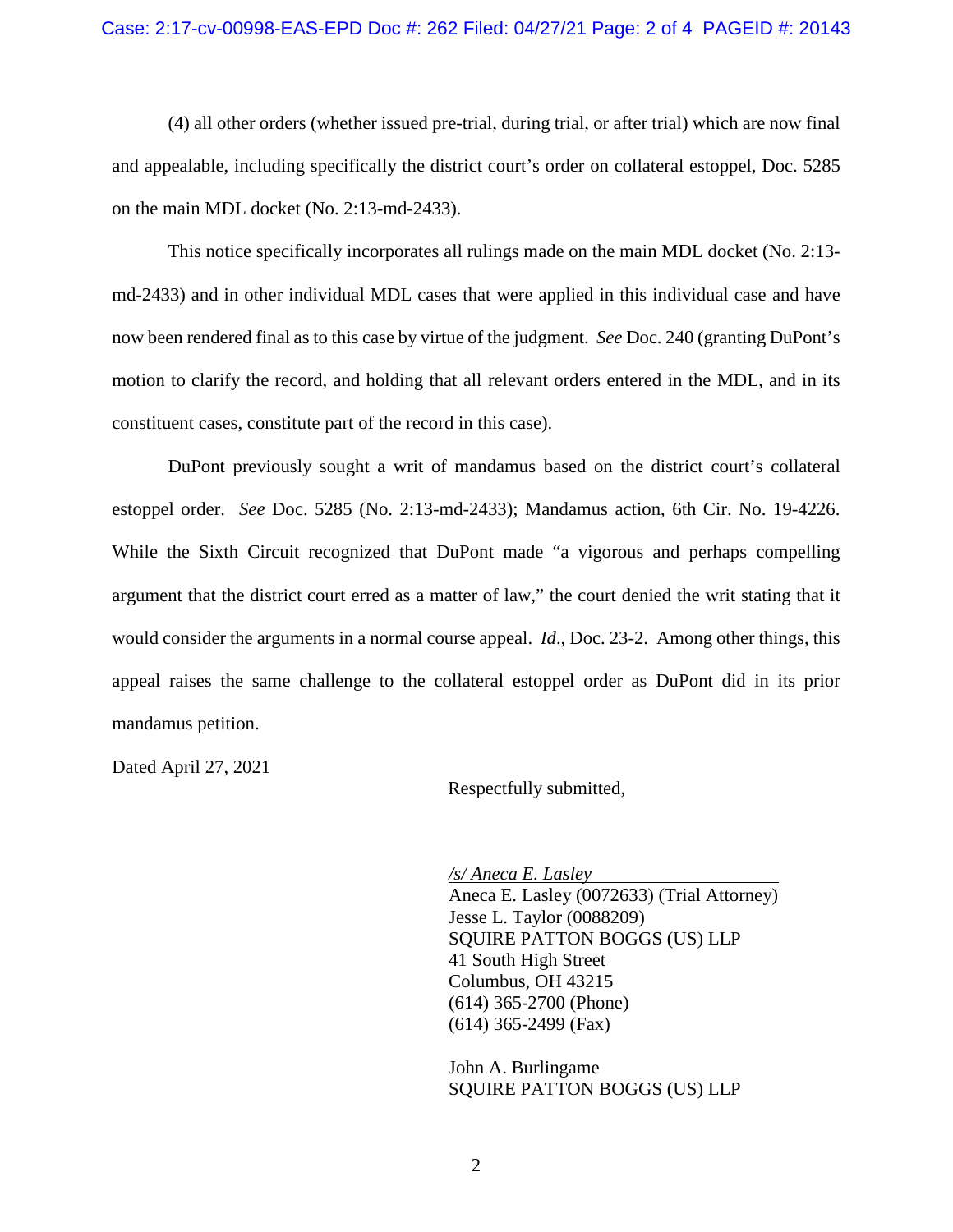(4) all other orders (whether issued pre-trial, during trial, or after trial) which are now final and appealable, including specifically the district court's order on collateral estoppel, Doc. 5285 on the main MDL docket (No. 2:13-md-2433).

This notice specifically incorporates all rulings made on the main MDL docket (No. 2:13-md-2433) and in other individual MDL cases that were applied in this individual case and have now been rendered final as to this case by virtue of the judgment. *See* Doc. 240 (granting DuPont's motion to clarify the record, and holding that all relevant orders entered in the MDL, and in its constituent cases, constitute part of the record in this case).

DuPont previously sought a writ of mandamus based on the district court's collateral estoppel order. *See* Doc. 5285 (No. 2:13-md-2433); Mandamus action, 6th Cir. No. 19-4226. While the Sixth Circuit recognized that DuPont made "a vigorous and perhaps compelling argument that the district court erred as a matter of law," the court denied the writ stating that it would consider the arguments in a normal course appeal. *Id*., Doc. 23-2. Among other things, this appeal raises the same challenge to the collateral estoppel order as DuPont did in its prior mandamus petition.

Dated April 27, 2021

Respectfully submitted,

*/s/ Aneca E. Lasley*
Aneca E. Lasley (0072633) (Trial Attorney)
Jesse L. Taylor (0088209)
SQUIRE PATTON BOGGS (US) LLP
41 South High Street
Columbus, OH 43215
(614) 365-2700 (Phone)
(614) 365-2499 (Fax)

John A. Burlingame
SQUIRE PATTON BOGGS (US) LLP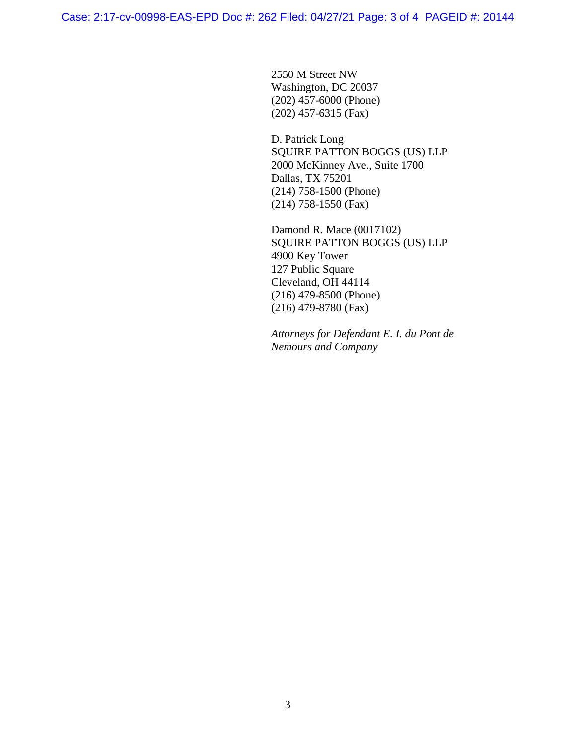2550 M Street NW
Washington, DC 20037
(202) 457-6000 (Phone)
(202) 457-6315 (Fax)

D. Patrick Long
SQUIRE PATTON BOGGS (US) LLP
2000 McKinney Ave., Suite 1700
Dallas, TX 75201
(214) 758-1500 (Phone)
(214) 758-1550 (Fax)

Damond R. Mace (0017102)
SQUIRE PATTON BOGGS (US) LLP
4900 Key Tower
127 Public Square
Cleveland, OH 44114
(216) 479-8500 (Phone)
(216) 479-8780 (Fax)

*Attorneys for Defendant E. I. du Pont de Nemours and Company*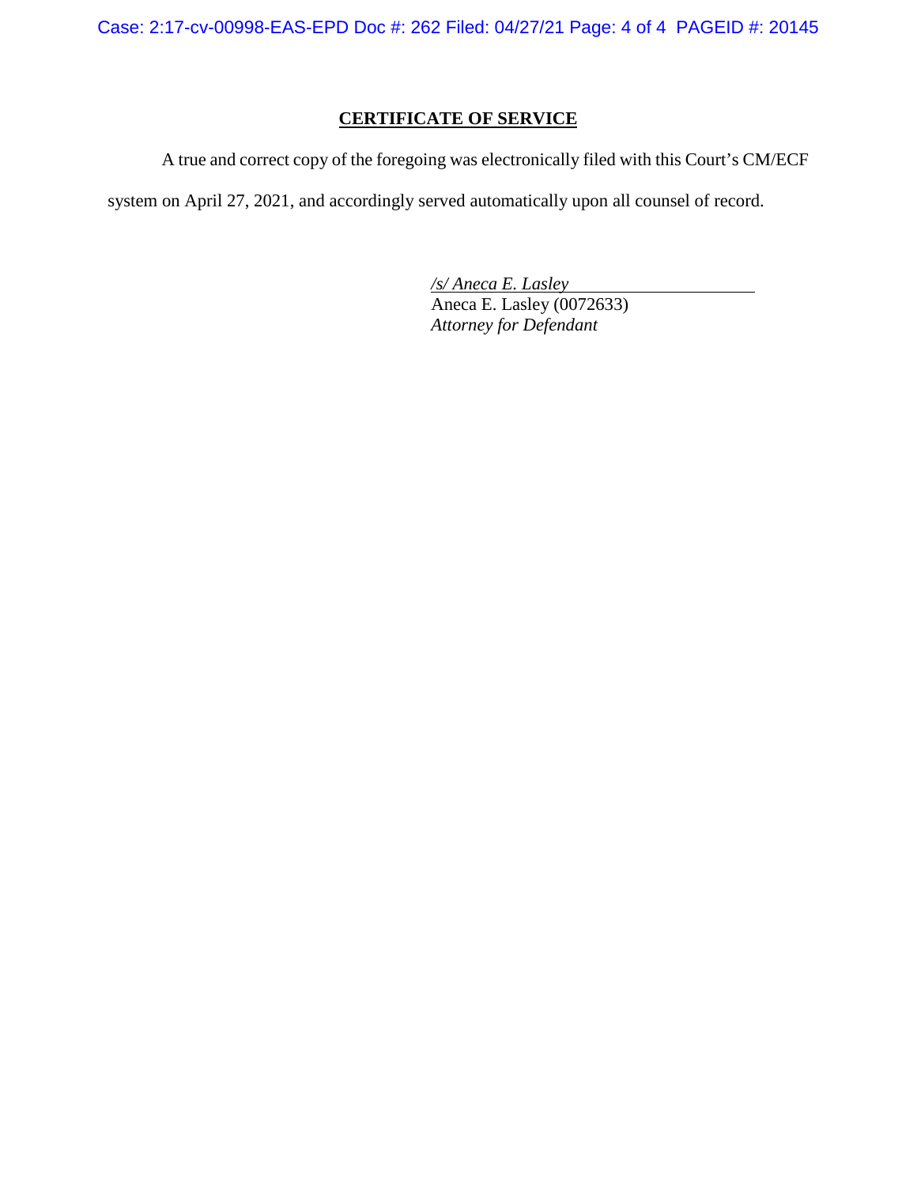## CERTIFICATE OF SERVICE

A true and correct copy of the foregoing was electronically filed with this Court's CM/ECF system on April 27, 2021, and accordingly served automatically upon all counsel of record.

*/s/ Aneca E. Lasley*
Aneca E. Lasley (0072633)
*Attorney for Defendant*